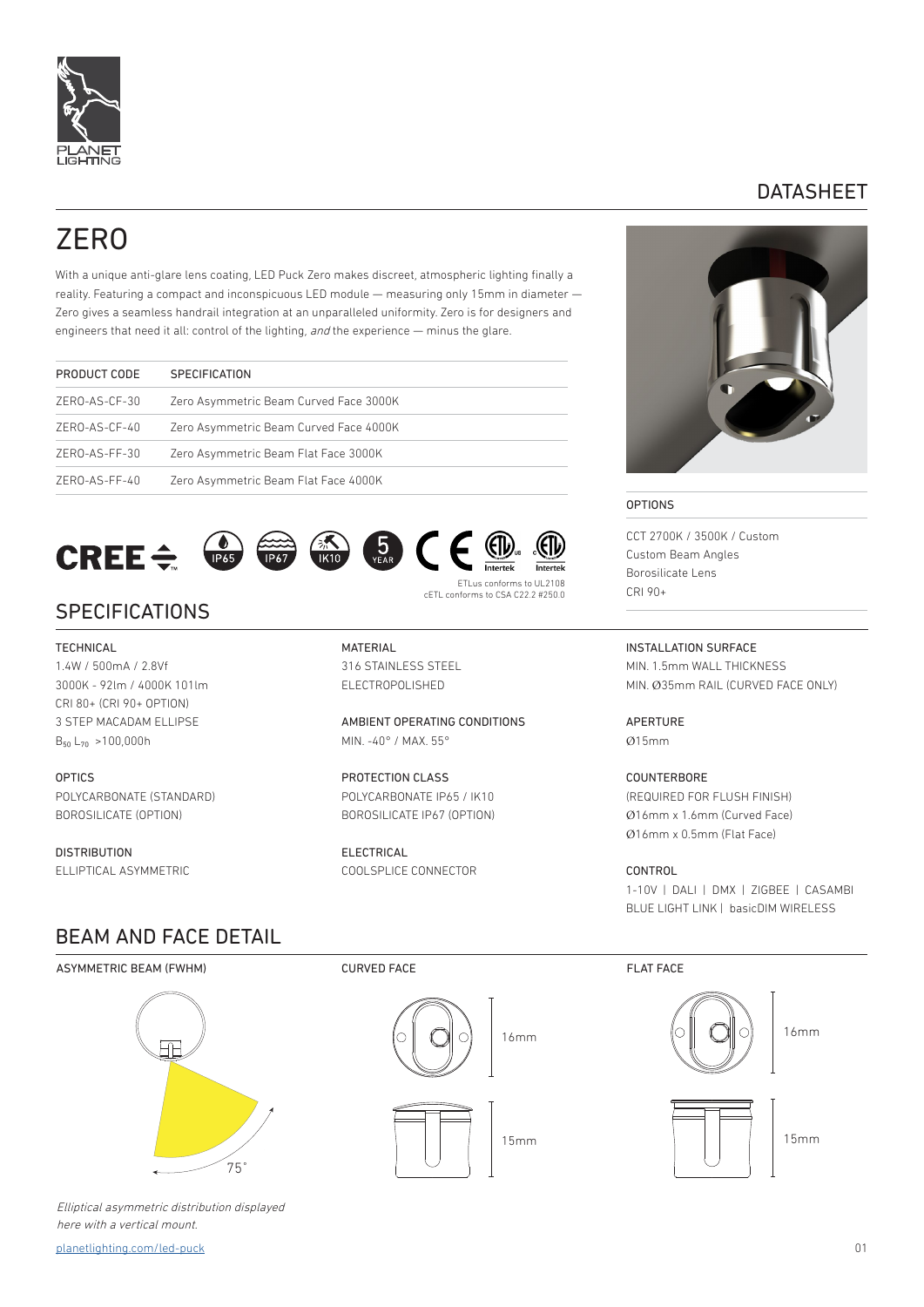DATASHEET

# ZERO

With a unique anti-glare lens coating, LED Puck Zero makes discreet, atmospheric lighting finally a reality. Featuring a compact and inconspicuous LED module — measuring only 15mm in diameter — Zero gives a seamless handrail integration at an unparalleled uniformity. Zero is for designers and engineers that need it all: control of the lighting, *and* the experience — minus the glare.

| PRODUCT CODE | SPECIFICATION |
|---|---|
| ZERO-AS-CF-30 | Zero Asymmetric Beam Curved Face 3000K |
| ZERO-AS-CF-40 | Zero Asymmetric Beam Curved Face 4000K |
| ZERO-AS-FF-30 | Zero Asymmetric Beam Flat Face 3000K |
| ZERO-AS-FF-40 | Zero Asymmetric Beam Flat Face 4000K |

ETLus conforms to UL2108
cETL conforms to CSA C22.2 #250.0

OPTIONS

CCT 2700K / 3500K / Custom
Custom Beam Angles
Borosilicate Lens
CRI 90+

## SPECIFICATIONS

TECHNICAL
1.4W / 500mA / 2.8Vf
3000K - 92lm / 4000K 101lm
CRI 80+ (CRI 90+ OPTION)
3 STEP MACADAM ELLIPSE
$B_{50}$ $L_{70}$ >100,000h

OPTICS
POLYCARBONATE (STANDARD)
BOROSILICATE (OPTION)

DISTRIBUTION
ELLIPTICAL ASYMMETRIC

MATERIAL
316 STAINLESS STEEL
ELECTROPOLISHED

AMBIENT OPERATING CONDITIONS
MIN. -40° / MAX. 55°

PROTECTION CLASS
POLYCARBONATE IP65 / IK10
BOROSILICATE IP67 (OPTION)

ELECTRICAL
COOLSPLICE CONNECTOR

INSTALLATION SURFACE
MIN. 1.5mm WALL THICKNESS
MIN. Ø35mm RAIL (CURVED FACE ONLY)

APERTURE
Ø15mm

COUNTERBORE
(REQUIRED FOR FLUSH FINISH)
Ø16mm x 1.6mm (Curved Face)
Ø16mm x 0.5mm (Flat Face)

CONTROL
1-10V | DALI | DMX | ZIGBEE | CASAMBI
BLUE LIGHT LINK | basicDIM WIRELESS

## BEAM AND FACE DETAIL

ASYMMETRIC BEAM (FWHM)

75°

*Elliptical asymmetric distribution displayed here with a vertical mount.*

CURVED FACE

16mm

15mm

FLAT FACE

16mm

15mm

planetlighting.com/led-puck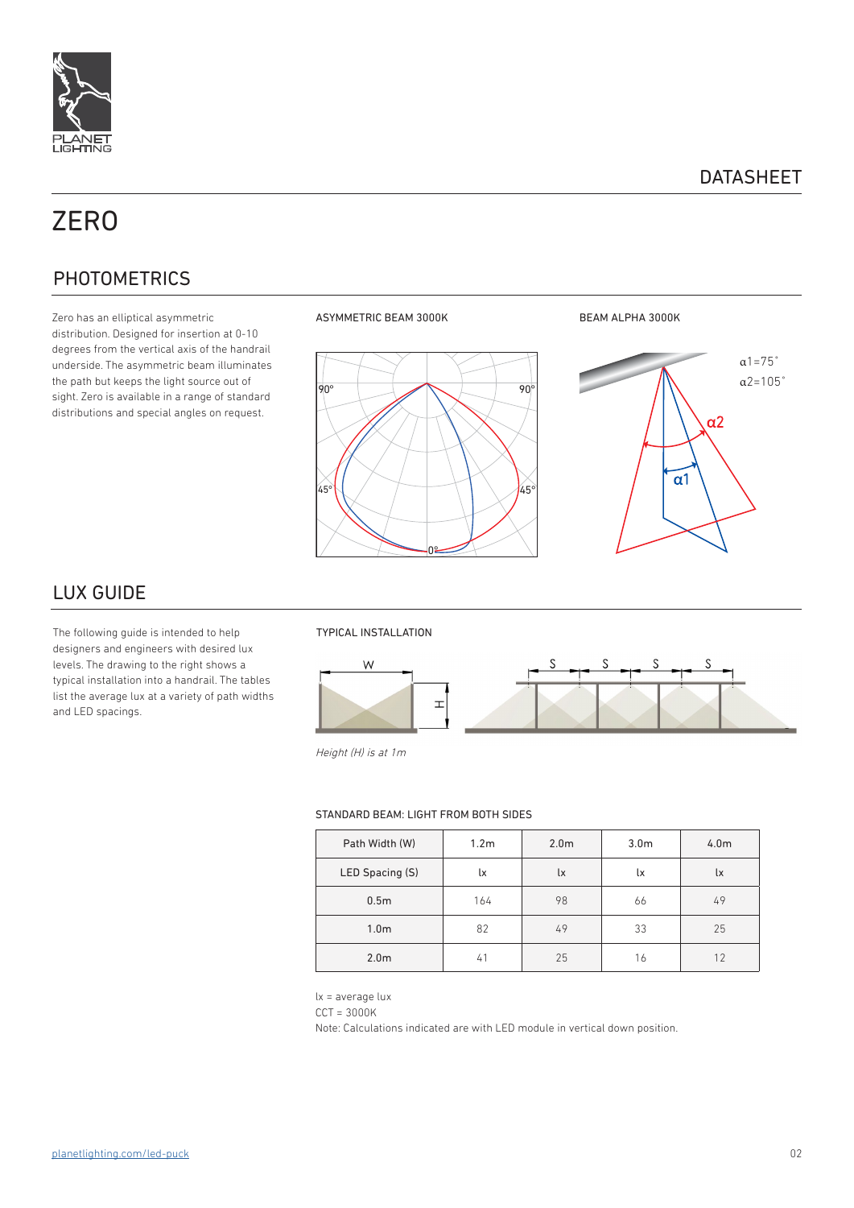# ZERO

## PHOTOMETRICS

Zero has an elliptical asymmetric distribution. Designed for insertion at 0-10 degrees from the vertical axis of the handrail underside. The asymmetric beam illuminates the path but keeps the light source out of sight. Zero is available in a range of standard distributions and special angles on request.

ASYMMETRIC BEAM 3000K

90°
90°
45°
45°
0°

BEAM ALPHA 3000K

α1=75°
α2=105°
α2
α1

## LUX GUIDE

The following guide is intended to help designers and engineers with desired lux levels. The drawing to the right shows a typical installation into a handrail. The tables list the average lux at a variety of path widths and LED spacings.

TYPICAL INSTALLATION

W
H
S S S S

*Height (H) is at 1m*

STANDARD BEAM: LIGHT FROM BOTH SIDES

| Path Width (W) | 1.2m | 2.0m | 3.0m | 4.0m |
|---|---|---|---|---|
| LED Spacing (S) | lx | lx | lx | lx |
| 0.5m | 164 | 98 | 66 | 49 |
| 1.0m | 82 | 49 | 33 | 25 |
| 2.0m | 41 | 25 | 16 | 12 |

lx = average lux
CCT = 3000K
Note: Calculations indicated are with LED module in vertical down position.

planetlighting.com/led-puck